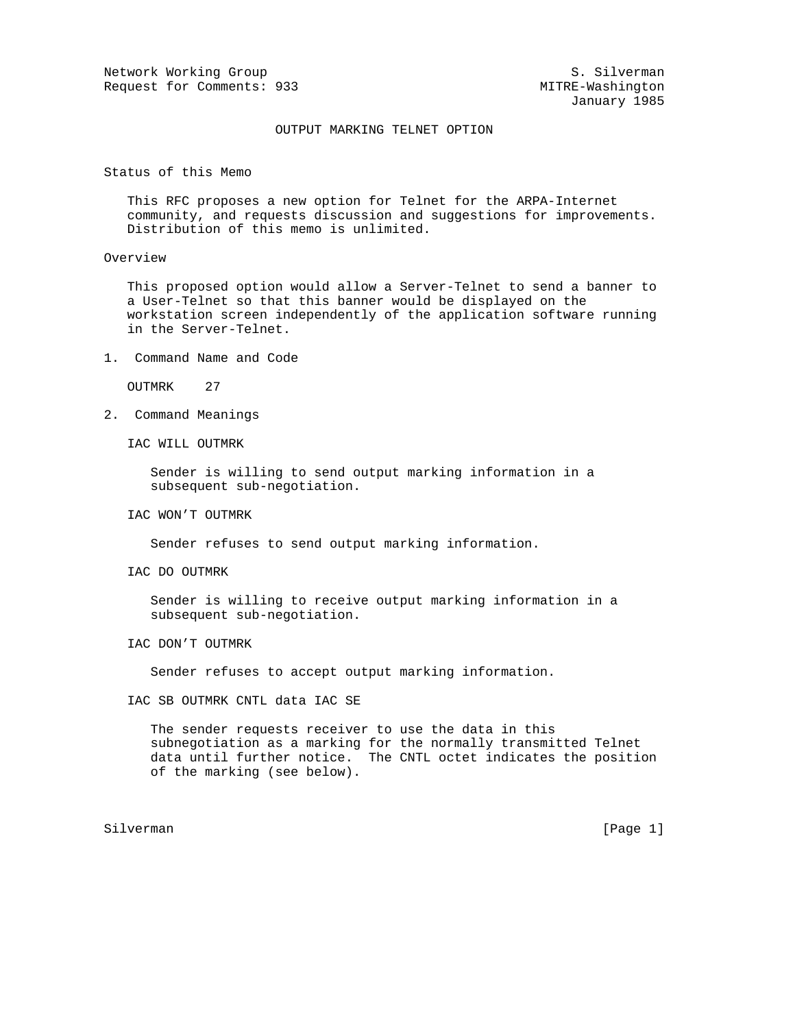Network Working Group S. Silverman
Request for Comments: 933 MITRE-Washington
January 1985

# OUTPUT MARKING TELNET OPTION

## Status of this Memo

This RFC proposes a new option for Telnet for the ARPA-Internet community, and requests discussion and suggestions for improvements. Distribution of this memo is unlimited.

## Overview

This proposed option would allow a Server-Telnet to send a banner to a User-Telnet so that this banner would be displayed on the workstation screen independently of the application software running in the Server-Telnet.

## 1. Command Name and Code

OUTMRK 27

## 2. Command Meanings

IAC WILL OUTMRK

Sender is willing to send output marking information in a subsequent sub-negotiation.

IAC WON'T OUTMRK

Sender refuses to send output marking information.

IAC DO OUTMRK

Sender is willing to receive output marking information in a subsequent sub-negotiation.

IAC DON'T OUTMRK

Sender refuses to accept output marking information.

IAC SB OUTMRK CNTL data IAC SE

The sender requests receiver to use the data in this subnegotiation as a marking for the normally transmitted Telnet data until further notice. The CNTL octet indicates the position of the marking (see below).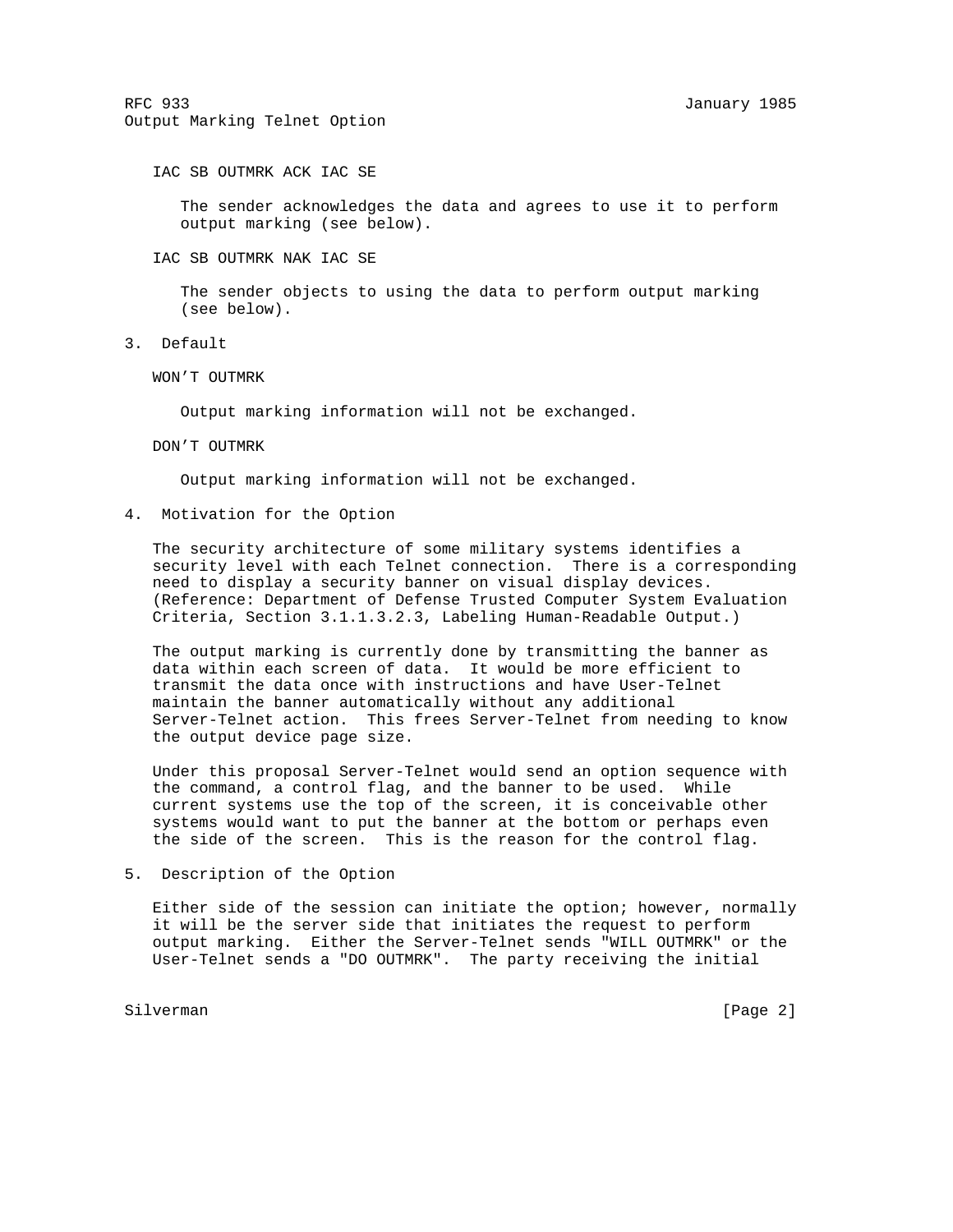IAC SB OUTMRK ACK IAC SE

The sender acknowledges the data and agrees to use it to perform output marking (see below).

IAC SB OUTMRK NAK IAC SE

The sender objects to using the data to perform output marking (see below).

## 3. Default

WON'T OUTMRK

Output marking information will not be exchanged.

DON'T OUTMRK

Output marking information will not be exchanged.

## 4. Motivation for the Option

The security architecture of some military systems identifies a security level with each Telnet connection. There is a corresponding need to display a security banner on visual display devices. (Reference: Department of Defense Trusted Computer System Evaluation Criteria, Section 3.1.1.3.2.3, Labeling Human-Readable Output.)

The output marking is currently done by transmitting the banner as data within each screen of data. It would be more efficient to transmit the data once with instructions and have User-Telnet maintain the banner automatically without any additional Server-Telnet action. This frees Server-Telnet from needing to know the output device page size.

Under this proposal Server-Telnet would send an option sequence with the command, a control flag, and the banner to be used. While current systems use the top of the screen, it is conceivable other systems would want to put the banner at the bottom or perhaps even the side of the screen. This is the reason for the control flag.

## 5. Description of the Option

Either side of the session can initiate the option; however, normally it will be the server side that initiates the request to perform output marking. Either the Server-Telnet sends "WILL OUTMRK" or the User-Telnet sends a "DO OUTMRK". The party receiving the initial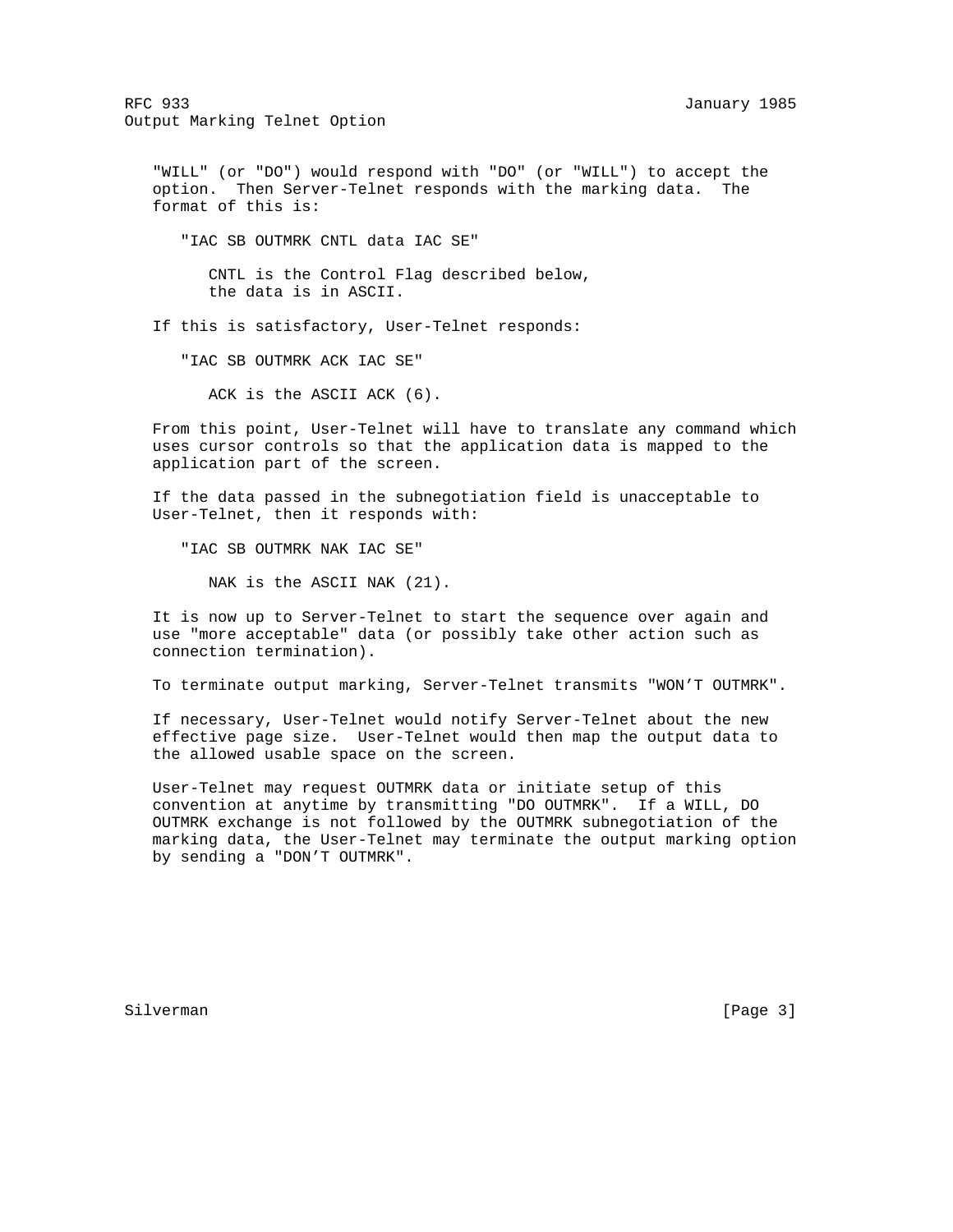"WILL" (or "DO") would respond with "DO" (or "WILL") to accept the option. Then Server-Telnet responds with the marking data. The format of this is:

"IAC SB OUTMRK CNTL data IAC SE"

CNTL is the Control Flag described below, the data is in ASCII.

If this is satisfactory, User-Telnet responds:

"IAC SB OUTMRK ACK IAC SE"

ACK is the ASCII ACK (6).

From this point, User-Telnet will have to translate any command which uses cursor controls so that the application data is mapped to the application part of the screen.

If the data passed in the subnegotiation field is unacceptable to User-Telnet, then it responds with:

"IAC SB OUTMRK NAK IAC SE"

NAK is the ASCII NAK (21).

It is now up to Server-Telnet to start the sequence over again and use "more acceptable" data (or possibly take other action such as connection termination).

To terminate output marking, Server-Telnet transmits "WON'T OUTMRK".

If necessary, User-Telnet would notify Server-Telnet about the new effective page size. User-Telnet would then map the output data to the allowed usable space on the screen.

User-Telnet may request OUTMRK data or initiate setup of this convention at anytime by transmitting "DO OUTMRK". If a WILL, DO OUTMRK exchange is not followed by the OUTMRK subnegotiation of the marking data, the User-Telnet may terminate the output marking option by sending a "DON'T OUTMRK".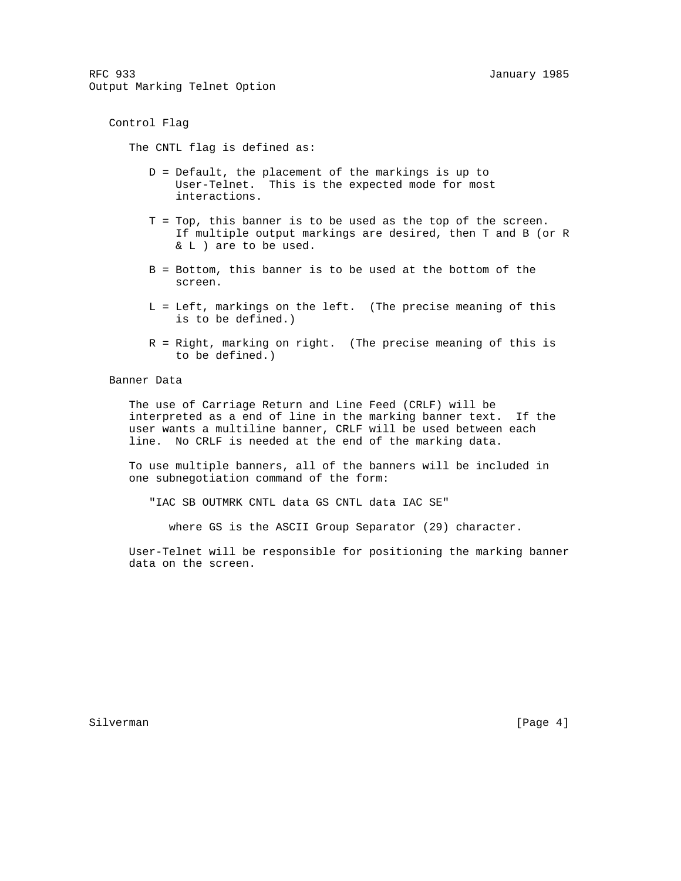### Control Flag

The CNTL flag is defined as:

- D = Default, the placement of the markings is up to User-Telnet. This is the expected mode for most interactions.
- T = Top, this banner is to be used as the top of the screen. If multiple output markings are desired, then T and B (or R & L ) are to be used.
- B = Bottom, this banner is to be used at the bottom of the screen.
- L = Left, markings on the left. (The precise meaning of this is to be defined.)
- R = Right, marking on right. (The precise meaning of this is to be defined.)

### Banner Data

The use of Carriage Return and Line Feed (CRLF) will be interpreted as a end of line in the marking banner text. If the user wants a multiline banner, CRLF will be used between each line. No CRLF is needed at the end of the marking data.

To use multiple banners, all of the banners will be included in one subnegotiation command of the form:

```
"IAC SB OUTMRK CNTL data GS CNTL data IAC SE"
```

where GS is the ASCII Group Separator (29) character.

User-Telnet will be responsible for positioning the marking banner data on the screen.